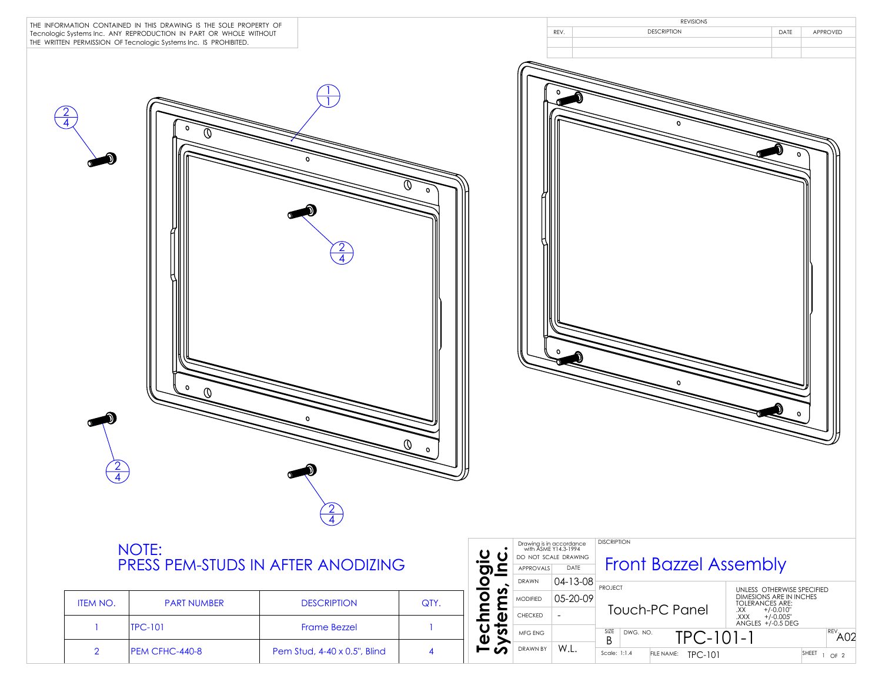THE INFORMATION CONTAINED IN THIS DRAWING IS THE SOLE PROPERTY OF Tecnologic Systems Inc. ANY REPRODUCTION IN PART OR WHOLE WITHOUT THE WRITTEN PERMISSION OF Tecnologic Systems Inc. IS PROHIBITED.

| REVISIONS | | | |
|---|---|---|---|
| REV. | DESCRIPTION | DATE | APPROVED |
| | | | |
| | | | |

NOTE:
PRESS PEM-STUDS IN AFTER ANODIZING

| ITEM NO. | PART NUMBER | DESCRIPTION | QTY. |
|---|---|---|---|
| 1 | TPC-101 | Frame Bezzel | 1 |
| 2 | PEM CFHC-440-8 | Pem Stud, 4-40 x 0.5", Blind | 4 |

**Technologic Systems, Inc.**

Drawing is in accordance with ASME Y14.3-1994
DO NOT SCALE DRAWING

| APPROVALS | DATE |
|---|---|
| DRAWN | 04-13-08 |
| MODIFIED | 05-20-09 |
| CHECKED | - |
| MFG ENG | |
| DRAWN BY | W.L. |

DISCRIPTION: Front Bazzel Assembly

PROJECT: Touch-PC Panel

UNLESS OTHERWISE SPECIFIED
DIMESIONS ARE IN INCHES
TOLERANCES ARE:
.XX +/-0.010"
.XXX +/-0.005"
ANGLES +/-0.5 DEG

SIZE: B | DWG. NO.: TPC-101-1 | REV: A02

Scale: 1:1.4 | FILE NAME: TPC-101 | SHEET 1 OF 2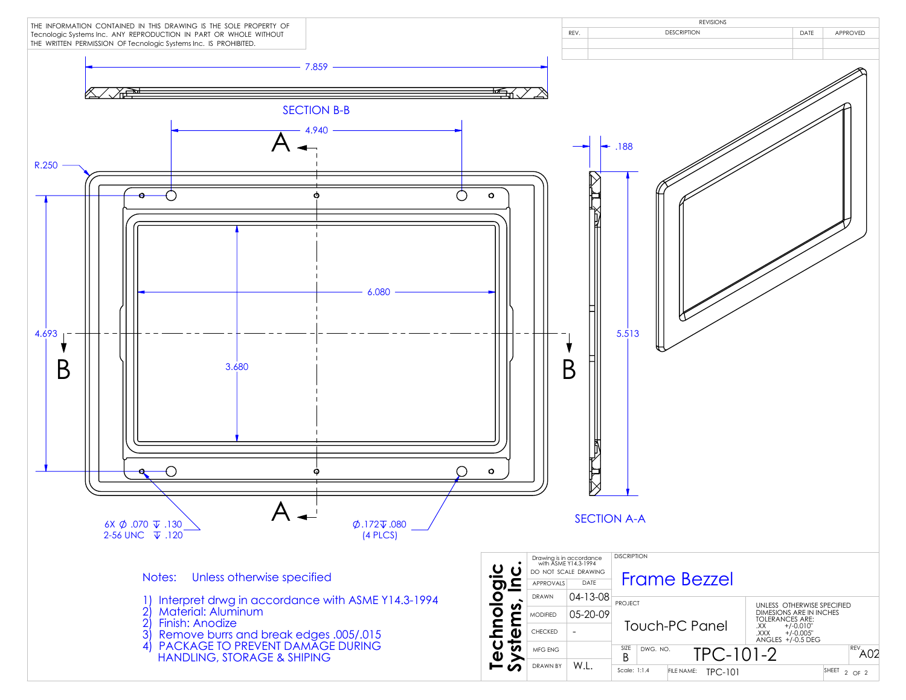THE INFORMATION CONTAINED IN THIS DRAWING IS THE SOLE PROPERTY OF Tecnologic Systems Inc. ANY REPRODUCTION IN PART OR WHOLE WITHOUT THE WRITTEN PERMISSION OF Tecnologic Systems Inc. IS PROHIBITED.

| REVISIONS | | | |
|---|---|---|---|
| REV. | DESCRIPTION | DATE | APPROVED |
| | | | |
| | | | |

7.859

SECTION B-B

4.940

R.250

4.693

3.680

6.080

.188

5.513

SECTION A-A

6X ⌀ .070 ↧ .130
2-56 UNC ↧ .120

⌀.172↧.080
(4 PLCS)

Notes: Unless otherwise specified

1) Interpret drwg in accordance with ASME Y14.3-1994
2) Material: Aluminum
2) Finish: Anodize
3) Remove burrs and break edges .005/.015
4) PACKAGE TO PREVENT DAMAGE DURING HANDLING, STORAGE & SHIPING

| | |
|---|---|
| Company | Technologic Systems, Inc. |
| Drawing is in accordance with ASME Y14.3-1994 | DO NOT SCALE DRAWING |
| APPROVALS | DATE |
| DRAWN | 04-13-08 |
| MODIFIED | 05-20-09 |
| CHECKED | - |
| MFG ENG | |
| DRAWN BY | W.L. |
| DISCRIPTION | Frame Bezzel |
| PROJECT | Touch-PC Panel |
| UNLESS OTHERWISE SPECIFIED DIMESIONS ARE IN INCHES TOLERANCES ARE: | .XX +/-0.010" .XXX +/-0.005" ANGLES +/-0.5 DEG |
| SIZE | B |
| DWG. NO. | TPC-101-2 |
| REV | A02 |
| Scale: | 1:1.4 |
| FILE NAME: | TPC-101 |
| SHEET | 2 OF 2 |